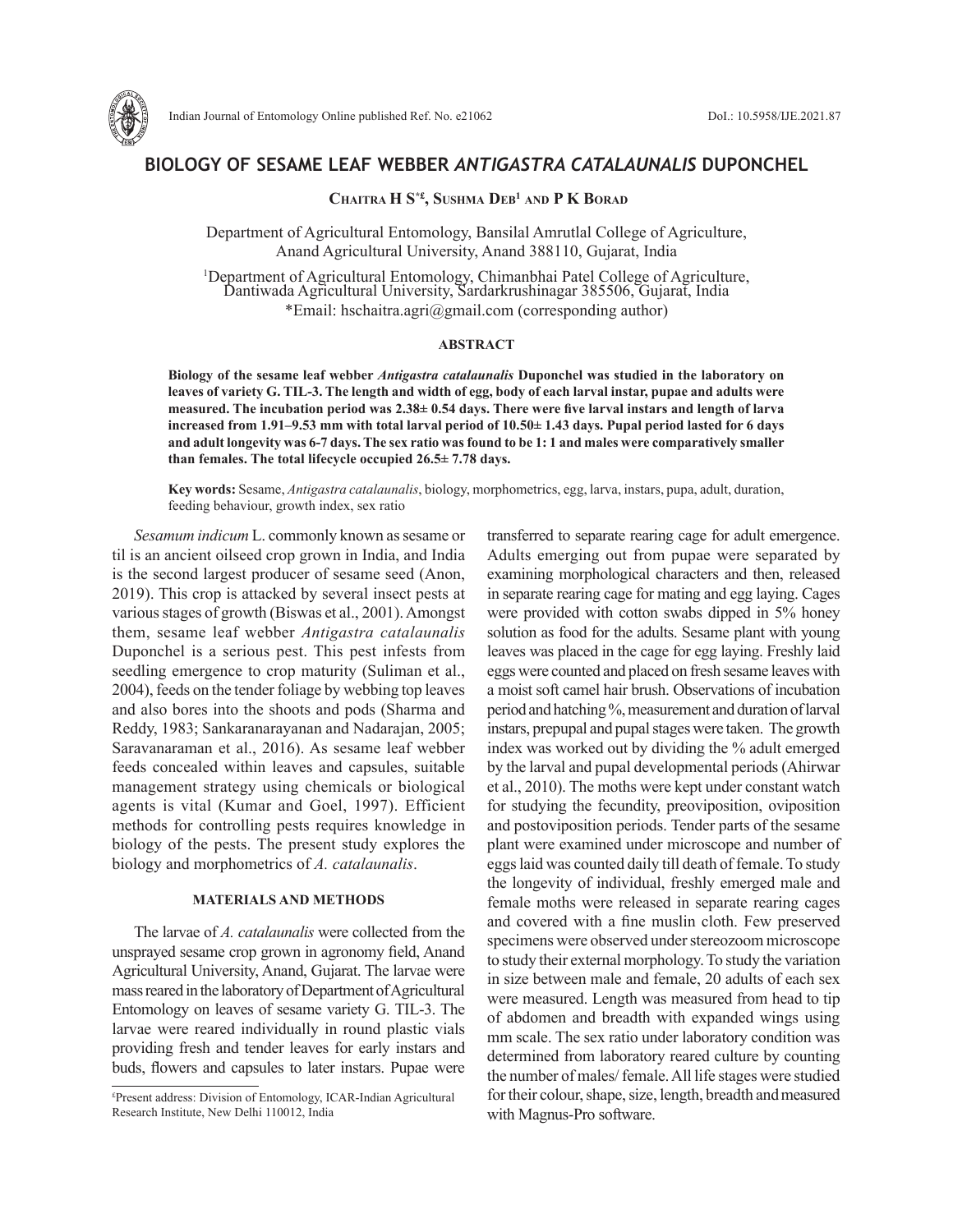# BIOLOGY OF SESAME LEAF WEBBER *ANTIGASTRA CATALAUNALIS* DUPONCHEL

**Chaitra H S*£, Sushma Deb[1] and P K Borad**

Department of Agricultural Entomology, Bansilal Amrutlal College of Agriculture, Anand Agricultural University, Anand 388110, Gujarat, India

[1]Department of Agricultural Entomology, Chimanbhai Patel College of Agriculture, Dantiwada Agricultural University, Sardarkrushinagar 385506, Gujarat, India

*Email: hschaitra.agri@gmail.com (corresponding author)

## ABSTRACT

**Biology of the sesame leaf webber *Antigastra catalaunalis* Duponchel was studied in the laboratory on leaves of variety G. TIL-3. The length and width of egg, body of each larval instar, pupae and adults were measured. The incubation period was 2.38± 0.54 days. There were five larval instars and length of larva increased from 1.91–9.53 mm with total larval period of 10.50± 1.43 days. Pupal period lasted for 6 days and adult longevity was 6-7 days. The sex ratio was found to be 1: 1 and males were comparatively smaller than females. The total lifecycle occupied 26.5± 7.78 days.**

**Key words:** Sesame, *Antigastra catalaunalis*, biology, morphometrics, egg, larva, instars, pupa, adult, duration, feeding behaviour, growth index, sex ratio

*Sesamum indicum* L. commonly known as sesame or til is an ancient oilseed crop grown in India, and India is the second largest producer of sesame seed (Anon, 2019). This crop is attacked by several insect pests at various stages of growth (Biswas et al., 2001). Amongst them, sesame leaf webber *Antigastra catalaunalis* Duponchel is a serious pest. This pest infests from seedling emergence to crop maturity (Suliman et al., 2004), feeds on the tender foliage by webbing top leaves and also bores into the shoots and pods (Sharma and Reddy, 1983; Sankaranarayanan and Nadarajan, 2005; Saravanaraman et al., 2016). As sesame leaf webber feeds concealed within leaves and capsules, suitable management strategy using chemicals or biological agents is vital (Kumar and Goel, 1997). Efficient methods for controlling pests requires knowledge in biology of the pests. The present study explores the biology and morphometrics of *A. catalaunalis*.

## MATERIALS AND METHODS

The larvae of *A. catalaunalis* were collected from the unsprayed sesame crop grown in agronomy field, Anand Agricultural University, Anand, Gujarat. The larvae were mass reared in the laboratory of Department of Agricultural Entomology on leaves of sesame variety G. TIL-3. The larvae were reared individually in round plastic vials providing fresh and tender leaves for early instars and buds, flowers and capsules to later instars. Pupae were transferred to separate rearing cage for adult emergence. Adults emerging out from pupae were separated by examining morphological characters and then, released in separate rearing cage for mating and egg laying. Cages were provided with cotton swabs dipped in 5% honey solution as food for the adults. Sesame plant with young leaves was placed in the cage for egg laying. Freshly laid eggs were counted and placed on fresh sesame leaves with a moist soft camel hair brush. Observations of incubation period and hatching %, measurement and duration of larval instars, prepupal and pupal stages were taken. The growth index was worked out by dividing the % adult emerged by the larval and pupal developmental periods (Ahirwar et al., 2010). The moths were kept under constant watch for studying the fecundity, preoviposition, oviposition and postoviposition periods. Tender parts of the sesame plant were examined under microscope and number of eggs laid was counted daily till death of female. To study the longevity of individual, freshly emerged male and female moths were released in separate rearing cages and covered with a fine muslin cloth. Few preserved specimens were observed under stereozoom microscope to study their external morphology. To study the variation in size between male and female, 20 adults of each sex were measured. Length was measured from head to tip of abdomen and breadth with expanded wings using mm scale. The sex ratio under laboratory condition was determined from laboratory reared culture by counting the number of males/ female. All life stages were studied for their colour, shape, size, length, breadth and measured with Magnus-Pro software.

£Present address: Division of Entomology, ICAR-Indian Agricultural Research Institute, New Delhi 110012, India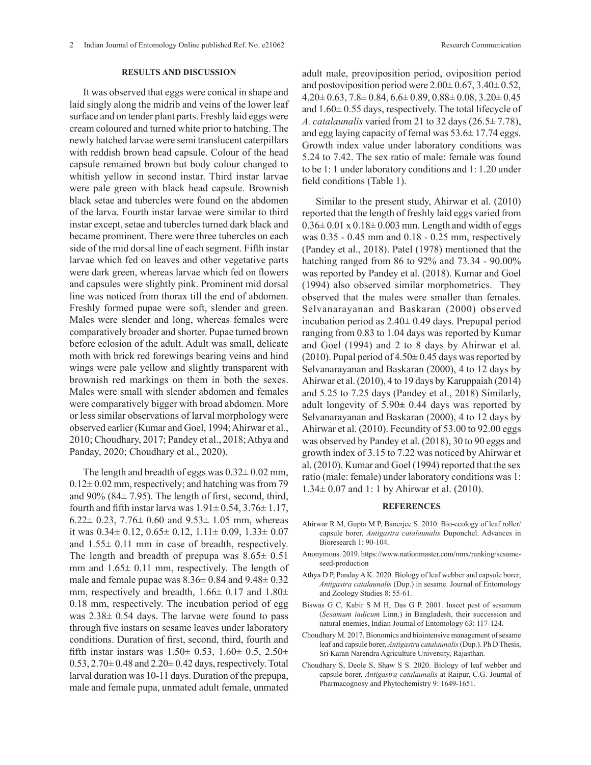## RESULTS AND DISCUSSION

It was observed that eggs were conical in shape and laid singly along the midrib and veins of the lower leaf surface and on tender plant parts. Freshly laid eggs were cream coloured and turned white prior to hatching. The newly hatched larvae were semi translucent caterpillars with reddish brown head capsule. Colour of the head capsule remained brown but body colour changed to whitish yellow in second instar. Third instar larvae were pale green with black head capsule. Brownish black setae and tubercles were found on the abdomen of the larva. Fourth instar larvae were similar to third instar except, setae and tubercles turned dark black and became prominent. There were three tubercles on each side of the mid dorsal line of each segment. Fifth instar larvae which fed on leaves and other vegetative parts were dark green, whereas larvae which fed on flowers and capsules were slightly pink. Prominent mid dorsal line was noticed from thorax till the end of abdomen. Freshly formed pupae were soft, slender and green. Males were slender and long, whereas females were comparatively broader and shorter. Pupae turned brown before eclosion of the adult. Adult was small, delicate moth with brick red forewings bearing veins and hind wings were pale yellow and slightly transparent with brownish red markings on them in both the sexes. Males were small with slender abdomen and females were comparatively bigger with broad abdomen. More or less similar observations of larval morphology were observed earlier (Kumar and Goel, 1994; Ahirwar et al., 2010; Choudhary, 2017; Pandey et al., 2018; Athya and Panday, 2020; Choudhary et al., 2020).

The length and breadth of eggs was 0.32± 0.02 mm, 0.12± 0.02 mm, respectively; and hatching was from 79 and 90% (84± 7.95). The length of first, second, third, fourth and fifth instar larva was 1.91± 0.54, 3.76± 1.17, 6.22± 0.23, 7.76± 0.60 and 9.53± 1.05 mm, whereas it was 0.34± 0.12, 0.65± 0.12, 1.11± 0.09, 1.33± 0.07 and 1.55± 0.11 mm in case of breadth, respectively. The length and breadth of prepupa was 8.65± 0.51 mm and 1.65± 0.11 mm, respectively. The length of male and female pupae was 8.36± 0.84 and 9.48± 0.32 mm, respectively and breadth, 1.66± 0.17 and 1.80± 0.18 mm, respectively. The incubation period of egg was 2.38± 0.54 days. The larvae were found to pass through five instars on sesame leaves under laboratory conditions. Duration of first, second, third, fourth and fifth instar instars was 1.50± 0.53, 1.60± 0.5, 2.50± 0.53, 2.70± 0.48 and 2.20± 0.42 days, respectively. Total larval duration was 10-11 days. Duration of the prepupa, male and female pupa, unmated adult female, unmated adult male, preoviposition period, oviposition period and postoviposition period were 2.00± 0.67, 3.40± 0.52, 4.20± 0.63, 7.8± 0.84, 6.6± 0.89, 0.88± 0.08, 3.20± 0.45 and 1.60± 0.55 days, respectively. The total lifecycle of *A. catalaunalis* varied from 21 to 32 days (26.5± 7.78), and egg laying capacity of femal was 53.6± 17.74 eggs. Growth index value under laboratory conditions was 5.24 to 7.42. The sex ratio of male: female was found to be 1: 1 under laboratory conditions and 1: 1.20 under field conditions (Table 1).

Similar to the present study, Ahirwar et al. (2010) reported that the length of freshly laid eggs varied from 0.36± 0.01 x 0.18± 0.003 mm. Length and width of eggs was 0.35 - 0.45 mm and 0.18 - 0.25 mm, respectively (Pandey et al., 2018). Patel (1978) mentioned that the hatching ranged from 86 to 92% and 73.34 - 90.00% was reported by Pandey et al. (2018). Kumar and Goel (1994) also observed similar morphometrics. They observed that the males were smaller than females. Selvanarayanan and Baskaran (2000) observed incubation period as 2.40± 0.49 days. Prepupal period ranging from 0.83 to 1.04 days was reported by Kumar and Goel (1994) and 2 to 8 days by Ahirwar et al. (2010). Pupal period of 4.50**±** 0.45 days was reported by Selvanarayanan and Baskaran (2000), 4 to 12 days by Ahirwar et al. (2010), 4 to 19 days by Karuppaiah (2014) and 5.25 to 7.25 days (Pandey et al., 2018) Similarly, adult longevity of 5.90**±** 0.44 days was reported by Selvanarayanan and Baskaran (2000), 4 to 12 days by Ahirwar et al. (2010). Fecundity of 53.00 to 92.00 eggs was observed by Pandey et al. (2018), 30 to 90 eggs and growth index of 3.15 to 7.22 was noticed by Ahirwar et al. (2010). Kumar and Goel (1994) reported that the sex ratio (male: female) under laboratory conditions was 1: 1.34± 0.07 and 1: 1 by Ahirwar et al. (2010).

## REFERENCES

Ahirwar R M, Gupta M P, Banerjee S. 2010. Bio-ecology of leaf roller/ capsule borer, *Antigastra catalaunalis* Duponchel. Advances in Bioresearch 1: 90-104.

Anonymous. 2019. https://www.nationmaster.com/nmx/ranking/sesame-seed-production

Athya D P, Panday A K. 2020. Biology of leaf webber and capsule borer, *Antigastra catalaunalis* (Dup.) in sesame. Journal of Entomology and Zoology Studies 8: 55-61.

Biswas G C, Kabir S M H, Das G P. 2001. Insect pest of sesamum (*Sesamum indicum* Linn.) in Bangladesh, their succession and natural enemies, Indian Journal of Entomology 63: 117-124.

Choudhary M. 2017. Bionomics and biointensive management of sesame leaf and capsule borer, *Antigastra catalaunalis* (Dup.). Ph D Thesis, Sri Karan Narendra Agriculture University, Rajasthan.

Choudhary S, Deole S, Shaw S S. 2020. Biology of leaf webber and capsule borer, *Antigastra catalaunalis* at Raipur, C.G. Journal of Pharmacognosy and Phytochemistry 9: 1649-1651.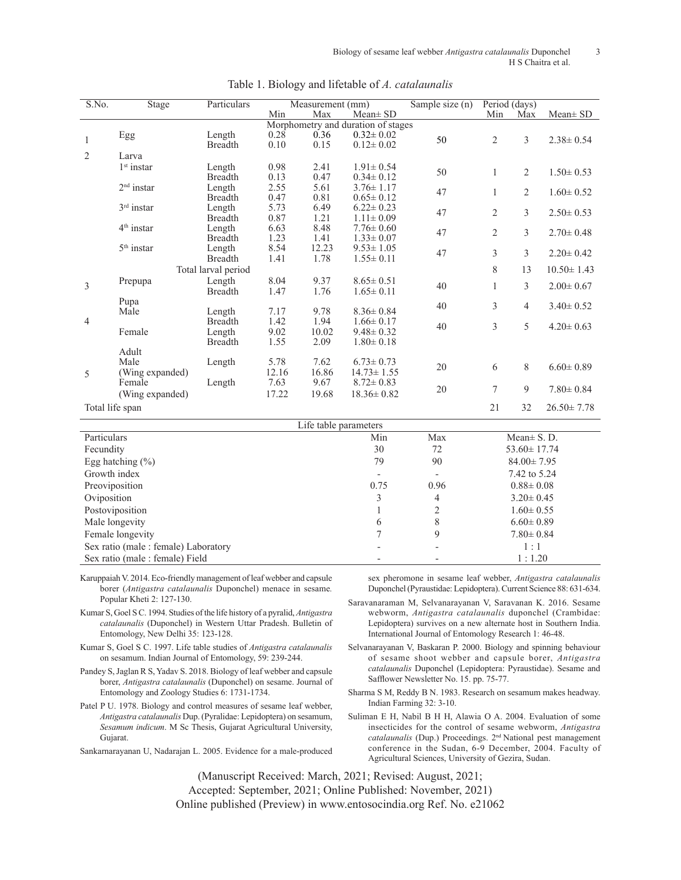Table 1. Biology and lifetable of *A. catalaunalis*

| S.No. | Stage | Particulars | Measurement (mm) | | | Sample size (n) | Period (days) | | |
|---|---|---|---|---|---|---|---|---|---|
| | | | Min | Max | Mean± SD | | Min | Max | Mean± SD |
| | | | Morphometry and duration of stages | | | | | | |
| 1 | Egg | Length | 0.28 | 0.36 | 0.32± 0.02 | 50 | 2 | 3 | 2.38± 0.54 |
| | | Breadth | 0.10 | 0.15 | 0.12± 0.02 | | | | |
| 2 | Larva | | | | | | | | |
| | 1st instar | Length | 0.98 | 2.41 | 1.91± 0.54 | 50 | 1 | 2 | 1.50± 0.53 |
| | | Breadth | 0.13 | 0.47 | 0.34± 0.12 | | | | |
| | 2nd instar | Length | 2.55 | 5.61 | 3.76± 1.17 | 47 | 1 | 2 | 1.60± 0.52 |
| | | Breadth | 0.47 | 0.81 | 0.65± 0.12 | | | | |
| | 3rd instar | Length | 5.73 | 6.49 | 6.22± 0.23 | 47 | 2 | 3 | 2.50± 0.53 |
| | | Breadth | 0.87 | 1.21 | 1.11± 0.09 | | | | |
| | 4th instar | Length | 6.63 | 8.48 | 7.76± 0.60 | 47 | 2 | 3 | 2.70± 0.48 |
| | | Breadth | 1.23 | 1.41 | 1.33± 0.07 | | | | |
| | 5th instar | Length | 8.54 | 12.23 | 9.53± 1.05 | 47 | 3 | 3 | 2.20± 0.42 |
| | | Breadth | 1.41 | 1.78 | 1.55± 0.11 | | | | |
| | Total larval period | | | | | | 8 | 13 | 10.50± 1.43 |
| 3 | Prepupa | Length | 8.04 | 9.37 | 8.65± 0.51 | 40 | 1 | 3 | 2.00± 0.67 |
| | | Breadth | 1.47 | 1.76 | 1.65± 0.11 | | | | |
| 4 | Pupa Male | Length | 7.17 | 9.78 | 8.36± 0.84 | 40 | 3 | 4 | 3.40± 0.52 |
| | | Breadth | 1.42 | 1.94 | 1.66± 0.17 | | | | |
| | Female | Length | 9.02 | 10.02 | 9.48± 0.32 | 40 | 3 | 5 | 4.20± 0.63 |
| | | Breadth | 1.55 | 2.09 | 1.80± 0.18 | | | | |
| 5 | Adult Male | Length | 5.78 | 7.62 | 6.73± 0.73 | 20 | 6 | 8 | 6.60± 0.89 |
| | (Wing expanded) | | 12.16 | 16.86 | 14.73± 1.55 | | | | |
| | Female | Length | 7.63 | 9.67 | 8.72± 0.83 | 20 | 7 | 9 | 7.80± 0.84 |
| | (Wing expanded) | | 17.22 | 19.68 | 18.36± 0.82 | | | | |
| | Total life span | | | | | | 21 | 32 | 26.50± 7.78 |

| Life table parameters | | | |
|---|---|---|---|
| Particulars | Min | Max | Mean± S. D. |
| Fecundity | 30 | 72 | 53.60± 17.74 |
| Egg hatching (%) | 79 | 90 | 84.00± 7.95 |
| Growth index | - | - | 7.42 to 5.24 |
| Preoviposition | 0.75 | 0.96 | 0.88± 0.08 |
| Oviposition | 3 | 4 | 3.20± 0.45 |
| Postoviposition | 1 | 2 | 1.60± 0.55 |
| Male longevity | 6 | 8 | 6.60± 0.89 |
| Female longevity | 7 | 9 | 7.80± 0.84 |
| Sex ratio (male : female) Laboratory | - | - | 1 : 1 |
| Sex ratio (male : female) Field | - | - | 1 : 1.20 |

Karuppaiah V. 2014. Eco-friendly management of leaf webber and capsule borer (*Antigastra catalaunalis* Duponchel) menace in sesame. Popular Kheti 2: 127-130.

Kumar S, Goel S C. 1994. Studies of the life history of a pyralid, *Antigastra catalaunalis* (Duponchel) in Western Uttar Pradesh. Bulletin of Entomology, New Delhi 35: 123-128.

Kumar S, Goel S C. 1997. Life table studies of *Antigastra catalaunalis* on sesamum. Indian Journal of Entomology, 59: 239-244.

Pandey S, Jaglan R S, Yadav S. 2018. Biology of leaf webber and capsule borer, *Antigastra catalaunalis* (Duponchel) on sesame. Journal of Entomology and Zoology Studies 6: 1731-1734.

Patel P U. 1978. Biology and control measures of sesame leaf webber, *Antigastra catalaunalis* Dup. (Pyralidae: Lepidoptera) on sesamum, *Sesamum indicum*. M Sc Thesis, Gujarat Agricultural University, Gujarat.

Sankarnarayanan U, Nadarajan L. 2005. Evidence for a male-produced sex pheromone in sesame leaf webber, *Antigastra catalaunalis* Duponchel (Pyraustidae: Lepidoptera). Current Science 88: 631-634.

Saravanaraman M, Selvanarayanan V, Saravanan K. 2016. Sesame webworm, *Antigastra catalaunalis* duponchel (Crambidae: Lepidoptera) survives on a new alternate host in Southern India. International Journal of Entomology Research 1: 46-48.

Selvanarayanan V, Baskaran P. 2000. Biology and spinning behaviour of sesame shoot webber and capsule borer, *Antigastra catalaunalis* Duponchel (Lepidoptera: Pyraustidae). Sesame and Safflower Newsletter No. 15. pp. 75-77.

Sharma S M, Reddy B N. 1983. Research on sesamum makes headway. Indian Farming 32: 3-10.

Suliman E H, Nabil B H H, Alawia O A. 2004. Evaluation of some insecticides for the control of sesame webworm, *Antigastra catalaunalis* (Dup.) Proceedings. 2nd National pest management conference in the Sudan, 6-9 December, 2004. Faculty of Agricultural Sciences, University of Gezira, Sudan.

(Manuscript Received: March, 2021; Revised: August, 2021; Accepted: September, 2021; Online Published: November, 2021)
Online published (Preview) in www.entosocindia.org Ref. No. e21062